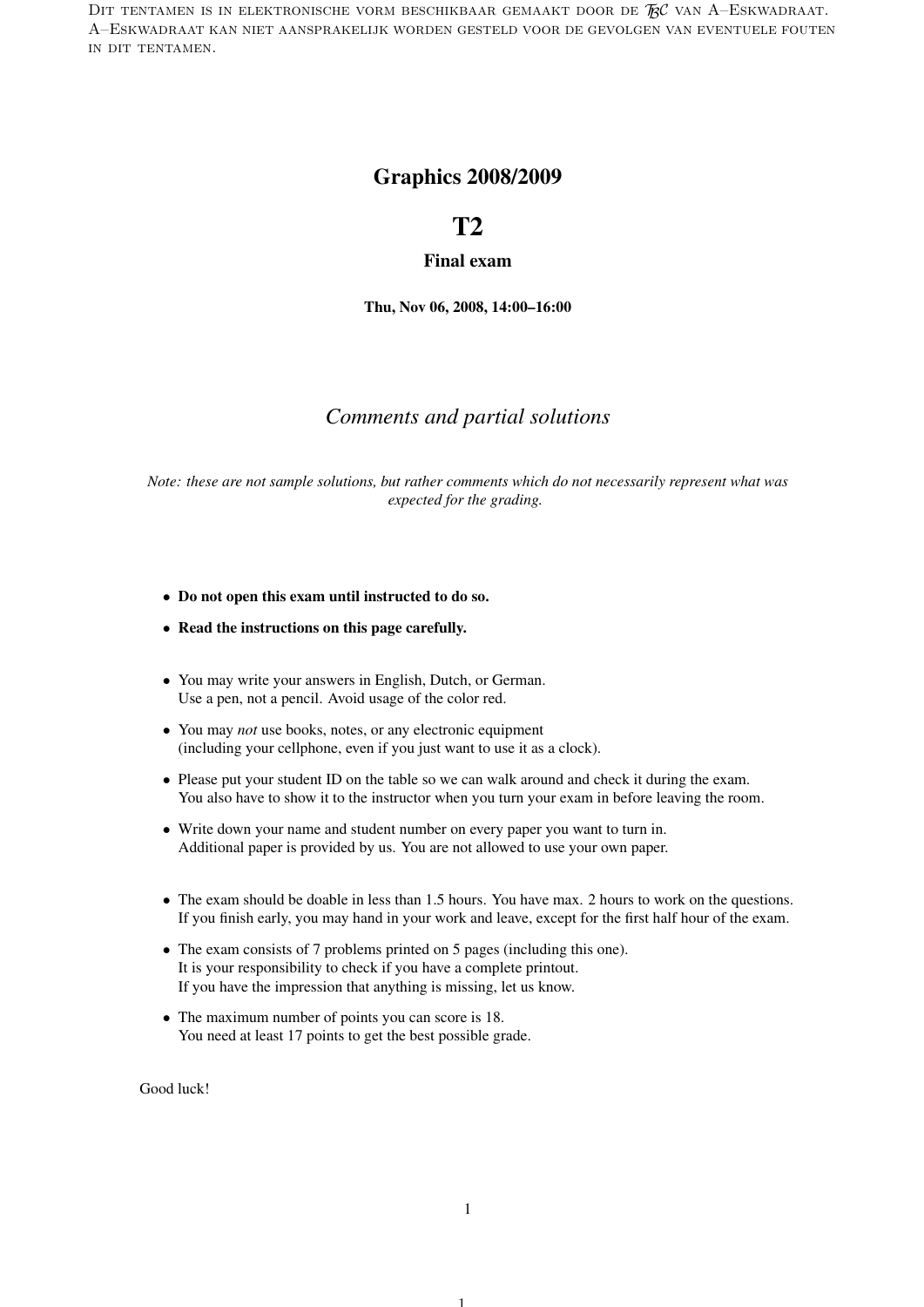Dit tentamen is in elektronische vorm beschikbaar gemaakt door de $\mathcal{BC}$ van A–Eskwadraat. A–Eskwadraat kan niet aansprakelijk worden gesteld voor de gevolgen van eventuele fouten in dit tentamen.

# Graphics 2008/2009

# T2

## Final exam

**Thu, Nov 06, 2008, 14:00–16:00**

## *Comments and partial solutions*

*Note: these are not sample solutions, but rather comments which do not necessarily represent what was expected for the grading.*

- **Do not open this exam until instructed to do so.**
- **Read the instructions on this page carefully.**

- You may write your answers in English, Dutch, or German.
  Use a pen, not a pencil. Avoid usage of the color red.
- You may *not* use books, notes, or any electronic equipment
  (including your cellphone, even if you just want to use it as a clock).
- Please put your student ID on the table so we can walk around and check it during the exam.
  You also have to show it to the instructor when you turn your exam in before leaving the room.
- Write down your name and student number on every paper you want to turn in.
  Additional paper is provided by us. You are not allowed to use your own paper.

- The exam should be doable in less than 1.5 hours. You have max. 2 hours to work on the questions.
  If you finish early, you may hand in your work and leave, except for the first half hour of the exam.
- The exam consists of 7 problems printed on 5 pages (including this one).
  It is your responsibility to check if you have a complete printout.
  If you have the impression that anything is missing, let us know.
- The maximum number of points you can score is 18.
  You need at least 17 points to get the best possible grade.

Good luck!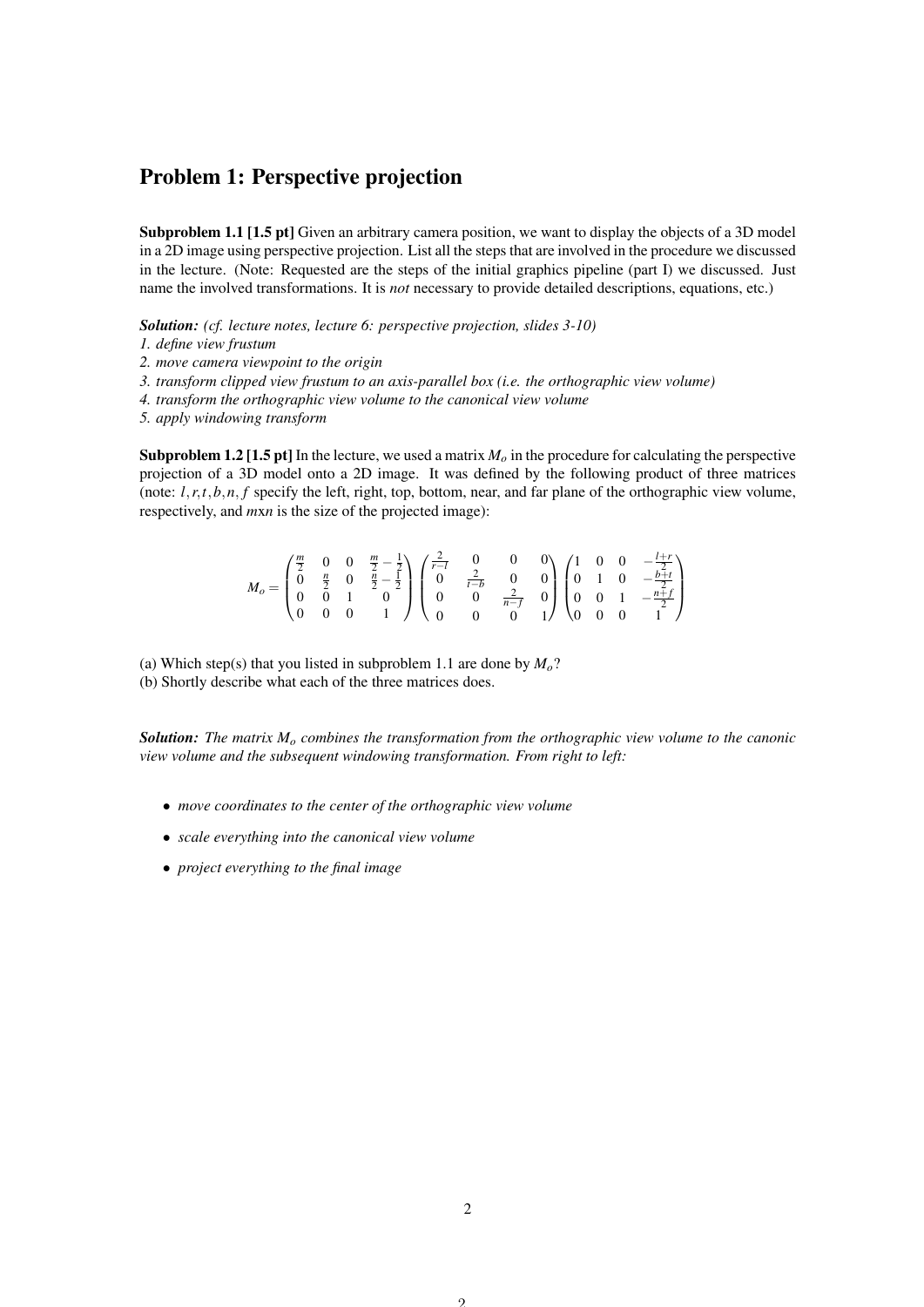# Problem 1: Perspective projection

**Subproblem 1.1 [1.5 pt]** Given an arbitrary camera position, we want to display the objects of a 3D model in a 2D image using perspective projection. List all the steps that are involved in the procedure we discussed in the lecture. (Note: Requested are the steps of the initial graphics pipeline (part I) we discussed. Just name the involved transformations. It is *not* necessary to provide detailed descriptions, equations, etc.)

***Solution:*** *(cf. lecture notes, lecture 6: perspective projection, slides 3-10)*
*1. define view frustum*
*2. move camera viewpoint to the origin*
*3. transform clipped view frustum to an axis-parallel box (i.e. the orthographic view volume)*
*4. transform the orthographic view volume to the canonical view volume*
*5. apply windowing transform*

**Subproblem 1.2 [1.5 pt]** In the lecture, we used a matrix $M_o$ in the procedure for calculating the perspective projection of a 3D model onto a 2D image. It was defined by the following product of three matrices (note: $l, r, t, b, n, f$ specify the left, right, top, bottom, near, and far plane of the orthographic view volume, respectively, and $m$x$n$ is the size of the projected image):

$$M_o = \begin{pmatrix} \frac{m}{2} & 0 & 0 & \frac{m}{2} - \frac{1}{2} \\ 0 & \frac{n}{2} & 0 & \frac{n}{2} - \frac{1}{2} \\ 0 & 0 & 1 & 0 \\ 0 & 0 & 0 & 1 \end{pmatrix} \begin{pmatrix} \frac{2}{r-l} & 0 & 0 & 0 \\ 0 & \frac{2}{t-b} & 0 & 0 \\ 0 & 0 & \frac{2}{n-f} & 0 \\ 0 & 0 & 0 & 1 \end{pmatrix} \begin{pmatrix} 1 & 0 & 0 & -\frac{l+r}{2} \\ 0 & 1 & 0 & -\frac{b+t}{2} \\ 0 & 0 & 1 & -\frac{n+f}{2} \\ 0 & 0 & 0 & 1 \end{pmatrix}$$

(a) Which step(s) that you listed in subproblem 1.1 are done by $M_o$?
(b) Shortly describe what each of the three matrices does.

***Solution:*** *The matrix $M_o$ combines the transformation from the orthographic view volume to the canonic view volume and the subsequent windowing transformation. From right to left:*

- *move coordinates to the center of the orthographic view volume*
- *scale everything into the canonical view volume*
- *project everything to the final image*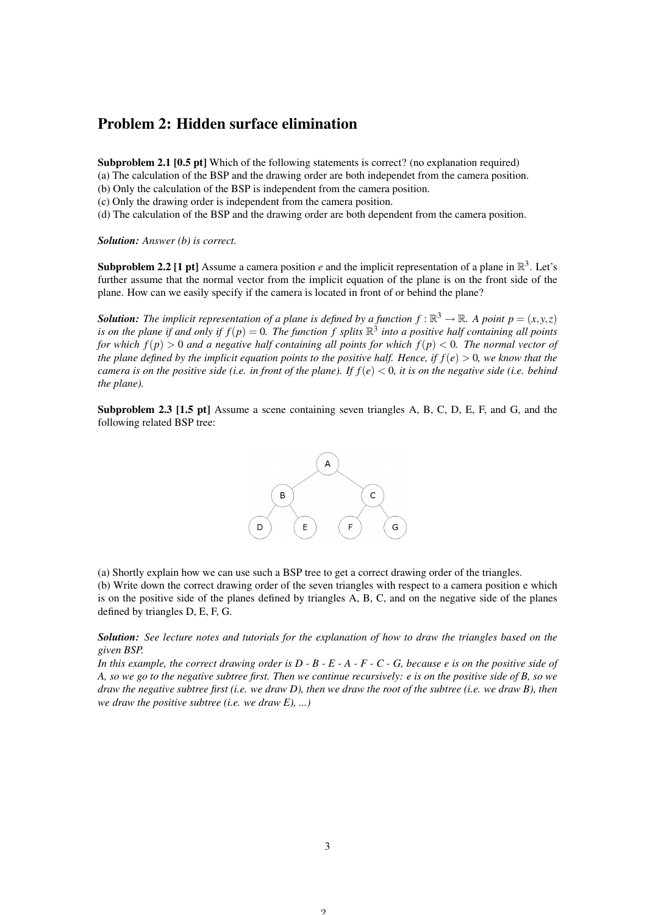## Problem 2: Hidden surface elimination

**Subproblem 2.1 [0.5 pt]** Which of the following statements is correct? (no explanation required)
(a) The calculation of the BSP and the drawing order are both independet from the camera position.
(b) Only the calculation of the BSP is independent from the camera position.
(c) Only the drawing order is independent from the camera position.
(d) The calculation of the BSP and the drawing order are both dependent from the camera position.

***Solution:*** *Answer (b) is correct.*

**Subproblem 2.2 [1 pt]** Assume a camera position $e$ and the implicit representation of a plane in $\mathbb{R}^3$. Let's further assume that the normal vector from the implicit equation of the plane is on the front side of the plane. How can we easily specify if the camera is located in front of or behind the plane?

***Solution:*** *The implicit representation of a plane is defined by a function $f : \mathbb{R}^3 \rightarrow \mathbb{R}$. A point $p = (x, y, z)$ is on the plane if and only if $f(p) = 0$. The function $f$ splits $\mathbb{R}^3$ into a positive half containing all points for which $f(p) > 0$ and a negative half containing all points for which $f(p) < 0$. The normal vector of the plane defined by the implicit equation points to the positive half. Hence, if $f(e) > 0$, we know that the camera is on the positive side (i.e. in front of the plane). If $f(e) < 0$, it is on the negative side (i.e. behind the plane).*

**Subproblem 2.3 [1.5 pt]** Assume a scene containing seven triangles A, B, C, D, E, F, and G, and the following related BSP tree:

```
        A
      /   \
     B     C
    / \   / \
   D   E F   G
```

(a) Shortly explain how we can use such a BSP tree to get a correct drawing order of the triangles.
(b) Write down the correct drawing order of the seven triangles with respect to a camera position e which is on the positive side of the planes defined by triangles A, B, C, and on the negative side of the planes defined by triangles D, E, F, G.

***Solution:*** *See lecture notes and tutorials for the explanation of how to draw the triangles based on the given BSP.*
*In this example, the correct drawing order is D - B - E - A - F - C - G, because e is on the positive side of A, so we go to the negative subtree first. Then we continue recursively: e is on the positive side of B, so we draw the negative subtree first (i.e. we draw D), then we draw the root of the subtree (i.e. we draw B), then we draw the positive subtree (i.e. we draw E), ...)*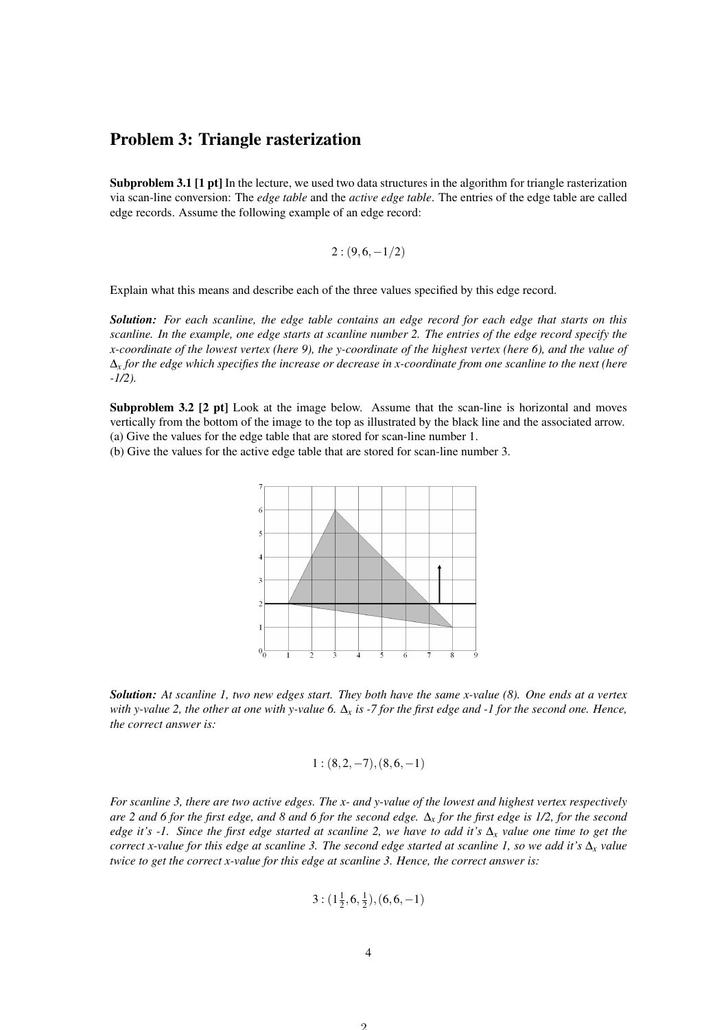## Problem 3: Triangle rasterization

**Subproblem 3.1 [1 pt]** In the lecture, we used two data structures in the algorithm for triangle rasterization via scan-line conversion: The *edge table* and the *active edge table*. The entries of the edge table are called edge records. Assume the following example of an edge record:

$$2 : (9, 6, -1/2)$$

Explain what this means and describe each of the three values specified by this edge record.

***Solution:*** *For each scanline, the edge table contains an edge record for each edge that starts on this scanline. In the example, one edge starts at scanline number 2. The entries of the edge record specify the x-coordinate of the lowest vertex (here 9), the y-coordinate of the highest vertex (here 6), and the value of $\Delta_x$ for the edge which specifies the increase or decrease in x-coordinate from one scanline to the next (here -1/2).*

**Subproblem 3.2 [2 pt]** Look at the image below. Assume that the scan-line is horizontal and moves vertically from the bottom of the image to the top as illustrated by the black line and the associated arrow.
(a) Give the values for the edge table that are stored for scan-line number 1.
(b) Give the values for the active edge table that are stored for scan-line number 3.

***Solution:*** *At scanline 1, two new edges start. They both have the same x-value (8). One ends at a vertex with y-value 2, the other at one with y-value 6. $\Delta_x$ is -7 for the first edge and -1 for the second one. Hence, the correct answer is:*

$$1 : (8, 2, -7), (8, 6, -1)$$

*For scanline 3, there are two active edges. The x- and y-value of the lowest and highest vertex respectively are 2 and 6 for the first edge, and 8 and 6 for the second edge. $\Delta_x$ for the first edge is 1/2, for the second edge it's -1. Since the first edge started at scanline 2, we have to add it's $\Delta_x$ value one time to get the correct x-value for this edge at scanline 3. The second edge started at scanline 1, so we add it's $\Delta_x$ value twice to get the correct x-value for this edge at scanline 3. Hence, the correct answer is:*

$$3 : (1\tfrac{1}{2}, 6, \tfrac{1}{2}), (6, 6, -1)$$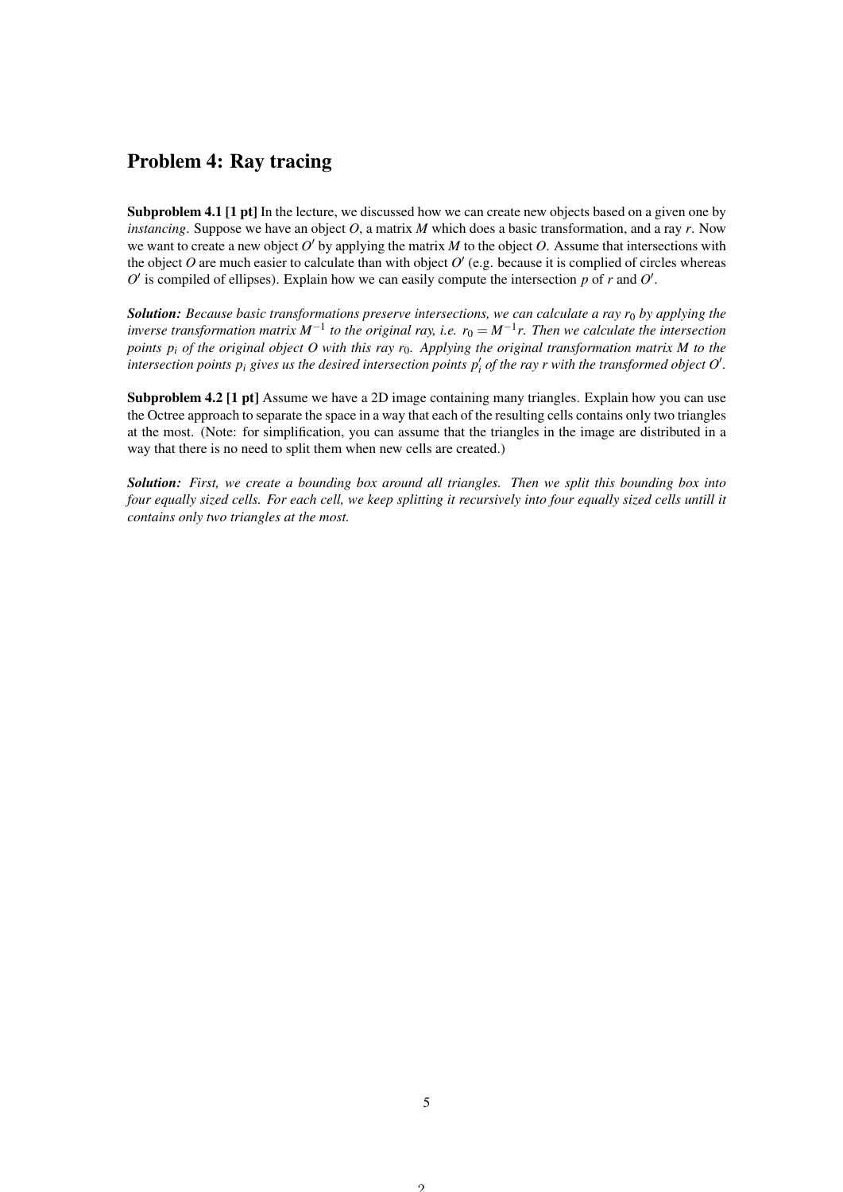## Problem 4: Ray tracing

**Subproblem 4.1 [1 pt]** In the lecture, we discussed how we can create new objects based on a given one by *instancing*. Suppose we have an object $O$, a matrix $M$ which does a basic transformation, and a ray $r$. Now we want to create a new object $O'$ by applying the matrix $M$ to the object $O$. Assume that intersections with the object $O$ are much easier to calculate than with object $O'$ (e.g. because it is complied of circles whereas $O'$ is compiled of ellipses). Explain how we can easily compute the intersection $p$ of $r$ and $O'$.

***Solution:*** *Because basic transformations preserve intersections, we can calculate a ray $r_0$ by applying the inverse transformation matrix $M^{-1}$ to the original ray, i.e. $r_0 = M^{-1}r$. Then we calculate the intersection points $p_i$ of the original object $O$ with this ray $r_0$. Applying the original transformation matrix $M$ to the intersection points $p_i$ gives us the desired intersection points $p_i'$ of the ray $r$ with the transformed object $O'$.*

**Subproblem 4.2 [1 pt]** Assume we have a 2D image containing many triangles. Explain how you can use the Octree approach to separate the space in a way that each of the resulting cells contains only two triangles at the most. (Note: for simplification, you can assume that the triangles in the image are distributed in a way that there is no need to split them when new cells are created.)

***Solution:*** *First, we create a bounding box around all triangles. Then we split this bounding box into four equally sized cells. For each cell, we keep splitting it recursively into four equally sized cells untill it contains only two triangles at the most.*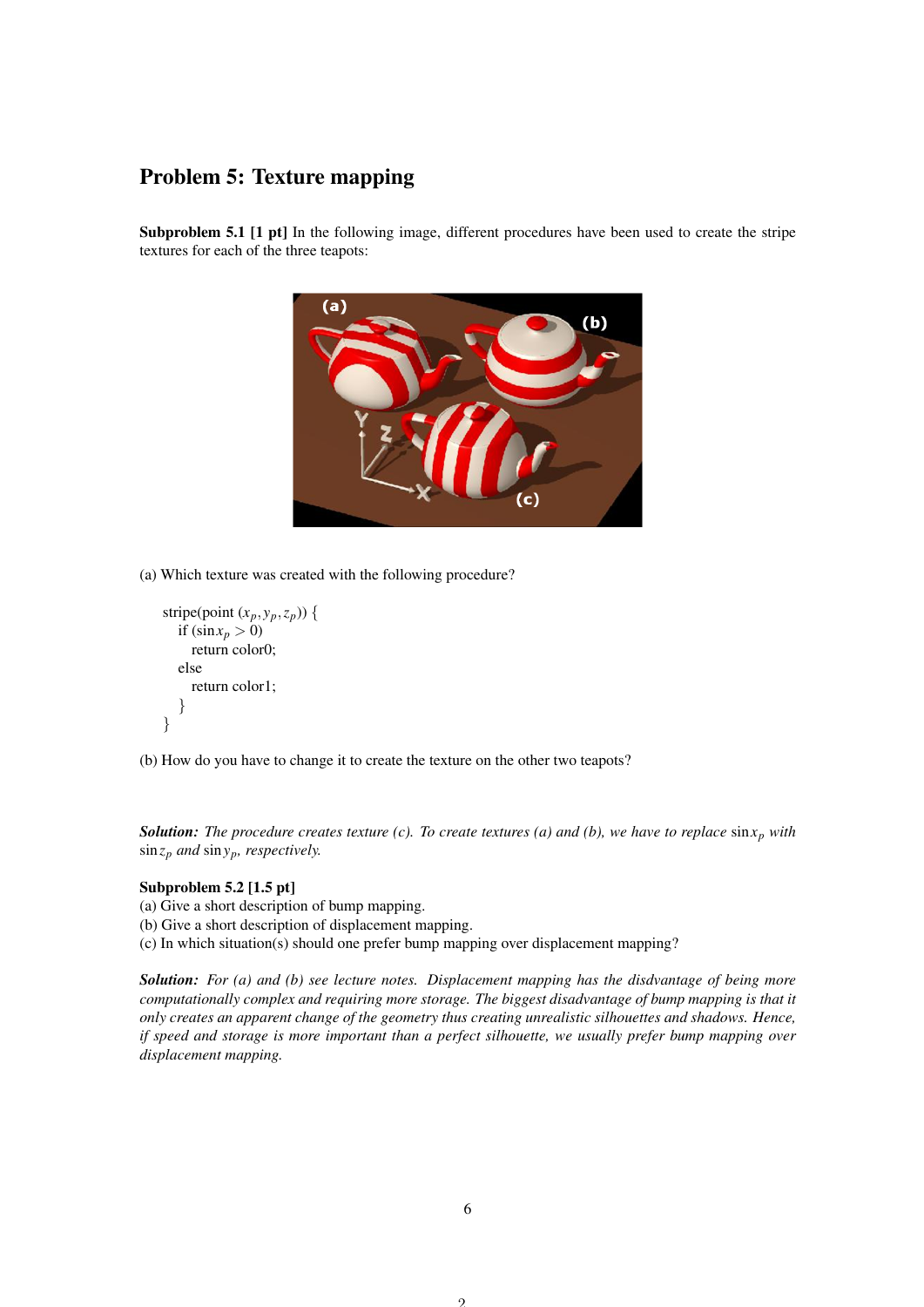## Problem 5: Texture mapping

**Subproblem 5.1 [1 pt]** In the following image, different procedures have been used to create the stripe textures for each of the three teapots:

(a) Which texture was created with the following procedure?

```
stripe(point (x_p, y_p, z_p)) {
  if (sin x_p > 0)
    return color0;
  else
    return color1;
  }
}
```

(b) How do you have to change it to create the texture on the other two teapots?

***Solution:*** *The procedure creates texture (c). To create textures (a) and (b), we have to replace* $\sin x_p$ *with* $\sin z_p$ *and* $\sin y_p$*, respectively.*

**Subproblem 5.2 [1.5 pt]**

(a) Give a short description of bump mapping.

(b) Give a short description of displacement mapping.

(c) In which situation(s) should one prefer bump mapping over displacement mapping?

***Solution:*** *For (a) and (b) see lecture notes. Displacement mapping has the disdvantage of being more computationally complex and requiring more storage. The biggest disadvantage of bump mapping is that it only creates an apparent change of the geometry thus creating unrealistic silhouettes and shadows. Hence, if speed and storage is more important than a perfect silhouette, we usually prefer bump mapping over displacement mapping.*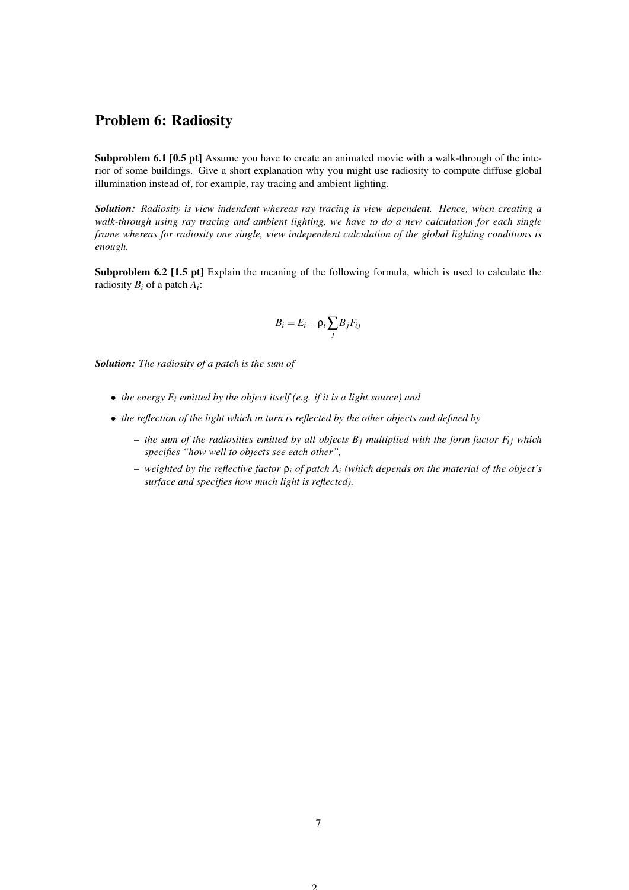## Problem 6: Radiosity

**Subproblem 6.1 [0.5 pt]** Assume you have to create an animated movie with a walk-through of the interior of some buildings. Give a short explanation why you might use radiosity to compute diffuse global illumination instead of, for example, ray tracing and ambient lighting.

***Solution:*** *Radiosity is view indendent whereas ray tracing is view dependent. Hence, when creating a walk-through using ray tracing and ambient lighting, we have to do a new calculation for each single frame whereas for radiosity one single, view independent calculation of the global lighting conditions is enough.*

**Subproblem 6.2 [1.5 pt]** Explain the meaning of the following formula, which is used to calculate the radiosity $B_i$ of a patch $A_i$:

$$B_i = E_i + \rho_i \sum_j B_j F_{ij}$$

***Solution:*** *The radiosity of a patch is the sum of*

- *the energy $E_i$ emitted by the object itself (e.g. if it is a light source) and*
- *the reflection of the light which in turn is reflected by the other objects and defined by*
  - *the sum of the radiosities emitted by all objects $B_j$ multiplied with the form factor $F_{ij}$ which specifies "how well to objects see each other",*
  - *weighted by the reflective factor $\rho_i$ of patch $A_i$ (which depends on the material of the object's surface and specifies how much light is reflected).*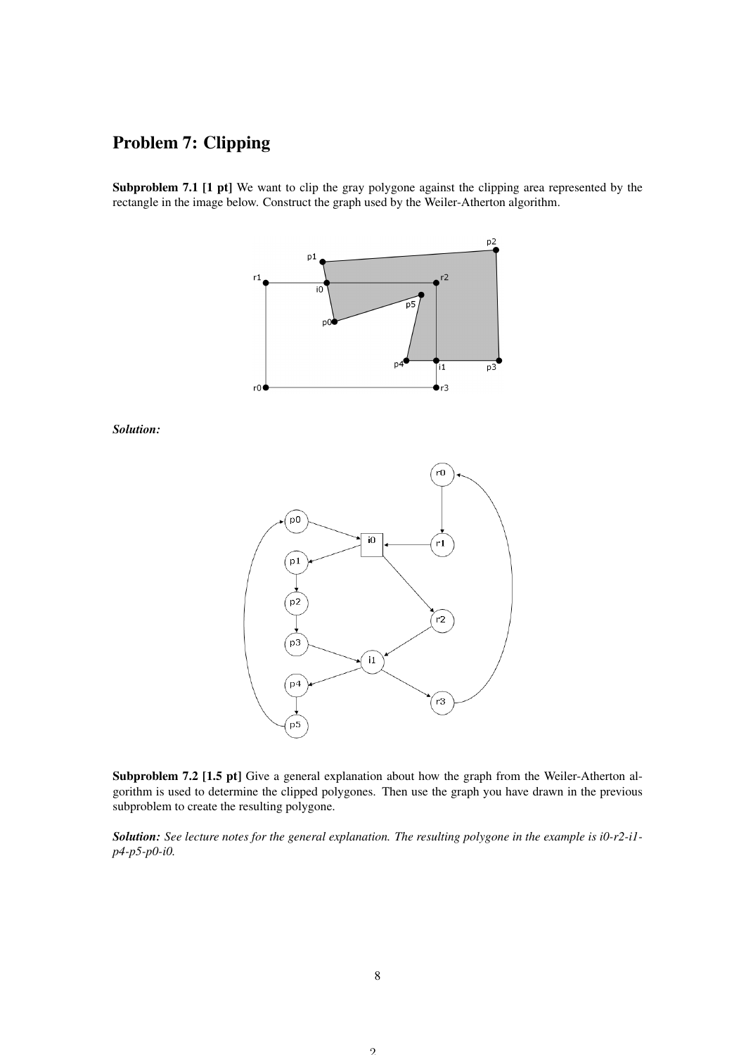# Problem 7: Clipping

**Subproblem 7.1 [1 pt]** We want to clip the gray polygone against the clipping area represented by the rectangle in the image below. Construct the graph used by the Weiler-Atherton algorithm.

p2
p1
r1
r2
i0
p5
p0
p4
i1
p3
r0
r3

***Solution:***

r0
p0
i0
r1
p1
p2
r2
p3
i1
p4
r3
p5

**Subproblem 7.2 [1.5 pt]** Give a general explanation about how the graph from the Weiler-Atherton algorithm is used to determine the clipped polygones. Then use the graph you have drawn in the previous subproblem to create the resulting polygone.

***Solution:*** *See lecture notes for the general explanation. The resulting polygone in the example is i0-r2-i1-p4-p5-p0-i0.*